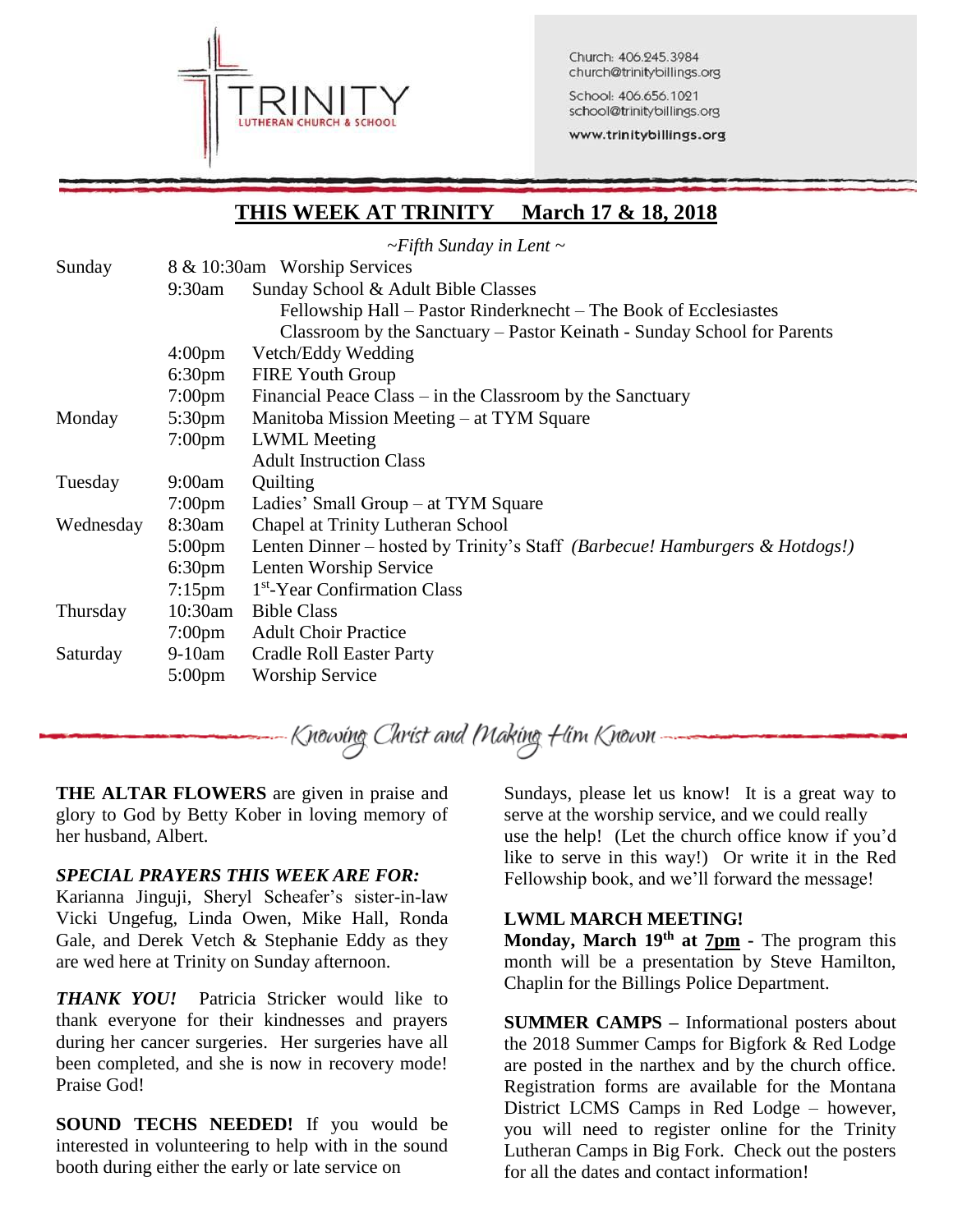TRINITY
LUTHERAN CHURCH & SCHOOL

Church: 406.245.3984
church@trinitybillings.org

School: 406.656.1021
school@trinitybillings.org

www.trinitybillings.org

## THIS WEEK AT TRINITY     March 17 & 18, 2018

*~Fifth Sunday in Lent ~*

| Day | Time | Event |
|---|---|---|
| Sunday | 8 & 10:30am | Worship Services |
| | 9:30am | Sunday School & Adult Bible Classes |
| | | Fellowship Hall – Pastor Rinderknecht – The Book of Ecclesiastes |
| | | Classroom by the Sanctuary – Pastor Keinath - Sunday School for Parents |
| | 4:00pm | Vetch/Eddy Wedding |
| | 6:30pm | FIRE Youth Group |
| | 7:00pm | Financial Peace Class – in the Classroom by the Sanctuary |
| Monday | 5:30pm | Manitoba Mission Meeting – at TYM Square |
| | 7:00pm | LWML Meeting |
| | | Adult Instruction Class |
| Tuesday | 9:00am | Quilting |
| | 7:00pm | Ladies' Small Group – at TYM Square |
| Wednesday | 8:30am | Chapel at Trinity Lutheran School |
| | 5:00pm | Lenten Dinner – hosted by Trinity's Staff *(Barbecue! Hamburgers & Hotdogs!)* |
| | 6:30pm | Lenten Worship Service |
| | 7:15pm | 1st-Year Confirmation Class |
| Thursday | 10:30am | Bible Class |
| | 7:00pm | Adult Choir Practice |
| Saturday | 9-10am | Cradle Roll Easter Party |
| | 5:00pm | Worship Service |

*Knowing Christ and Making Him Known*

**THE ALTAR FLOWERS** are given in praise and glory to God by Betty Kober in loving memory of her husband, Albert.

***SPECIAL PRAYERS THIS WEEK ARE FOR:*** Karianna Jinguji, Sheryl Scheafer's sister-in-law Vicki Ungefug, Linda Owen, Mike Hall, Ronda Gale, and Derek Vetch & Stephanie Eddy as they are wed here at Trinity on Sunday afternoon.

***THANK YOU!*** Patricia Stricker would like to thank everyone for their kindnesses and prayers during her cancer surgeries. Her surgeries have all been completed, and she is now in recovery mode! Praise God!

**SOUND TECHS NEEDED!** If you would be interested in volunteering to help with in the sound booth during either the early or late service on Sundays, please let us know! It is a great way to serve at the worship service, and we could really use the help! (Let the church office know if you'd like to serve in this way!) Or write it in the Red Fellowship book, and we'll forward the message!

**LWML MARCH MEETING!**
**Monday, March 19th at 7pm** - The program this month will be a presentation by Steve Hamilton, Chaplin for the Billings Police Department.

**SUMMER CAMPS –** Informational posters about the 2018 Summer Camps for Bigfork & Red Lodge are posted in the narthex and by the church office. Registration forms are available for the Montana District LCMS Camps in Red Lodge – however, you will need to register online for the Trinity Lutheran Camps in Big Fork. Check out the posters for all the dates and contact information!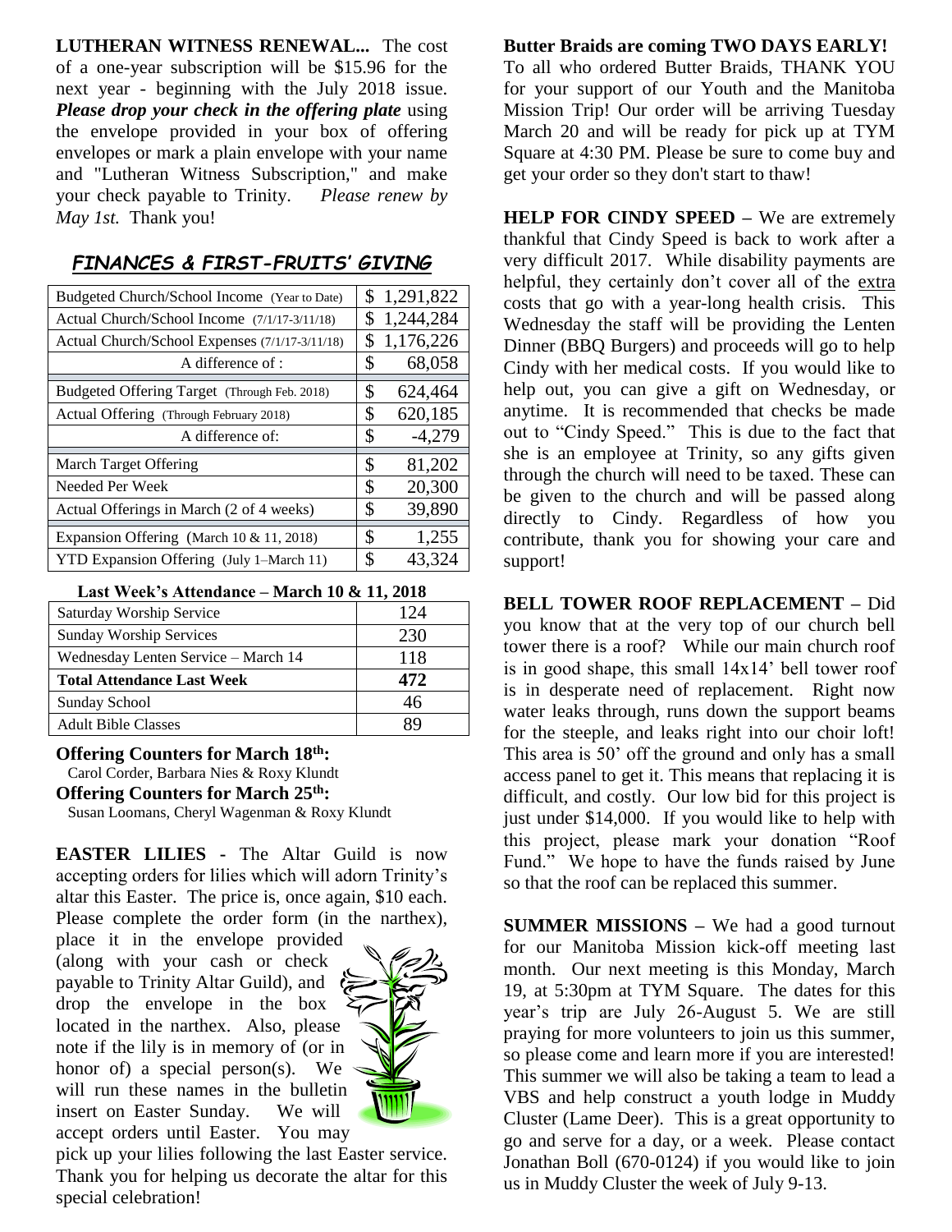**LUTHERAN WITNESS RENEWAL...** The cost of a one-year subscription will be $15.96 for the next year - beginning with the July 2018 issue. ***Please drop your check in the offering plate*** using the envelope provided in your box of offering envelopes or mark a plain envelope with your name and "Lutheran Witness Subscription," and make your check payable to Trinity. *Please renew by May 1st.* Thank you!

## *FINANCES & FIRST-FRUITS' GIVING*

| | |
|---|---|
| Budgeted Church/School Income (Year to Date) | $ 1,291,822 |
| Actual Church/School Income (7/1/17-3/11/18) | $ 1,244,284 |
| Actual Church/School Expenses (7/1/17-3/11/18) | $ 1,176,226 |
| A difference of : | $ 68,058 |
| Budgeted Offering Target (Through Feb. 2018) | $ 624,464 |
| Actual Offering (Through February 2018) | $ 620,185 |
| A difference of: | $ -4,279 |
| March Target Offering | $ 81,202 |
| Needed Per Week | $ 20,300 |
| Actual Offerings in March (2 of 4 weeks) | $ 39,890 |
| Expansion Offering (March 10 & 11, 2018) | $ 1,255 |
| YTD Expansion Offering (July 1–March 11) | $ 43,324 |

**Last Week's Attendance – March 10 & 11, 2018**

| | |
|---|---|
| Saturday Worship Service | 124 |
| Sunday Worship Services | 230 |
| Wednesday Lenten Service – March 14 | 118 |
| **Total Attendance Last Week** | **472** |
| Sunday School | 46 |
| Adult Bible Classes | 89 |

**Offering Counters for March 18th:**
Carol Corder, Barbara Nies & Roxy Klundt

**Offering Counters for March 25th:**
Susan Loomans, Cheryl Wagenman & Roxy Klundt

**EASTER LILIES -** The Altar Guild is now accepting orders for lilies which will adorn Trinity's altar this Easter. The price is, once again, $10 each. Please complete the order form (in the narthex), place it in the envelope provided (along with your cash or check payable to Trinity Altar Guild), and drop the envelope in the box located in the narthex. Also, please note if the lily is in memory of (or in honor of) a special person(s). We will run these names in the bulletin insert on Easter Sunday. We will accept orders until Easter. You may pick up your lilies following the last Easter service. Thank you for helping us decorate the altar for this special celebration!

**Butter Braids are coming TWO DAYS EARLY!**
To all who ordered Butter Braids, THANK YOU for your support of our Youth and the Manitoba Mission Trip! Our order will be arriving Tuesday March 20 and will be ready for pick up at TYM Square at 4:30 PM. Please be sure to come buy and get your order so they don't start to thaw!

**HELP FOR CINDY SPEED –** We are extremely thankful that Cindy Speed is back to work after a very difficult 2017. While disability payments are helpful, they certainly don't cover all of the extra costs that go with a year-long health crisis. This Wednesday the staff will be providing the Lenten Dinner (BBQ Burgers) and proceeds will go to help Cindy with her medical costs. If you would like to help out, you can give a gift on Wednesday, or anytime. It is recommended that checks be made out to "Cindy Speed." This is due to the fact that she is an employee at Trinity, so any gifts given through the church will need to be taxed. These can be given to the church and will be passed along directly to Cindy. Regardless of how you contribute, thank you for showing your care and support!

**BELL TOWER ROOF REPLACEMENT –** Did you know that at the very top of our church bell tower there is a roof? While our main church roof is in good shape, this small 14x14' bell tower roof is in desperate need of replacement. Right now water leaks through, runs down the support beams for the steeple, and leaks right into our choir loft! This area is 50' off the ground and only has a small access panel to get it. This means that replacing it is difficult, and costly. Our low bid for this project is just under $14,000. If you would like to help with this project, please mark your donation "Roof Fund." We hope to have the funds raised by June so that the roof can be replaced this summer.

**SUMMER MISSIONS –** We had a good turnout for our Manitoba Mission kick-off meeting last month. Our next meeting is this Monday, March 19, at 5:30pm at TYM Square. The dates for this year's trip are July 26-August 5. We are still praying for more volunteers to join us this summer, so please come and learn more if you are interested! This summer we will also be taking a team to lead a VBS and help construct a youth lodge in Muddy Cluster (Lame Deer). This is a great opportunity to go and serve for a day, or a week. Please contact Jonathan Boll (670-0124) if you would like to join us in Muddy Cluster the week of July 9-13.